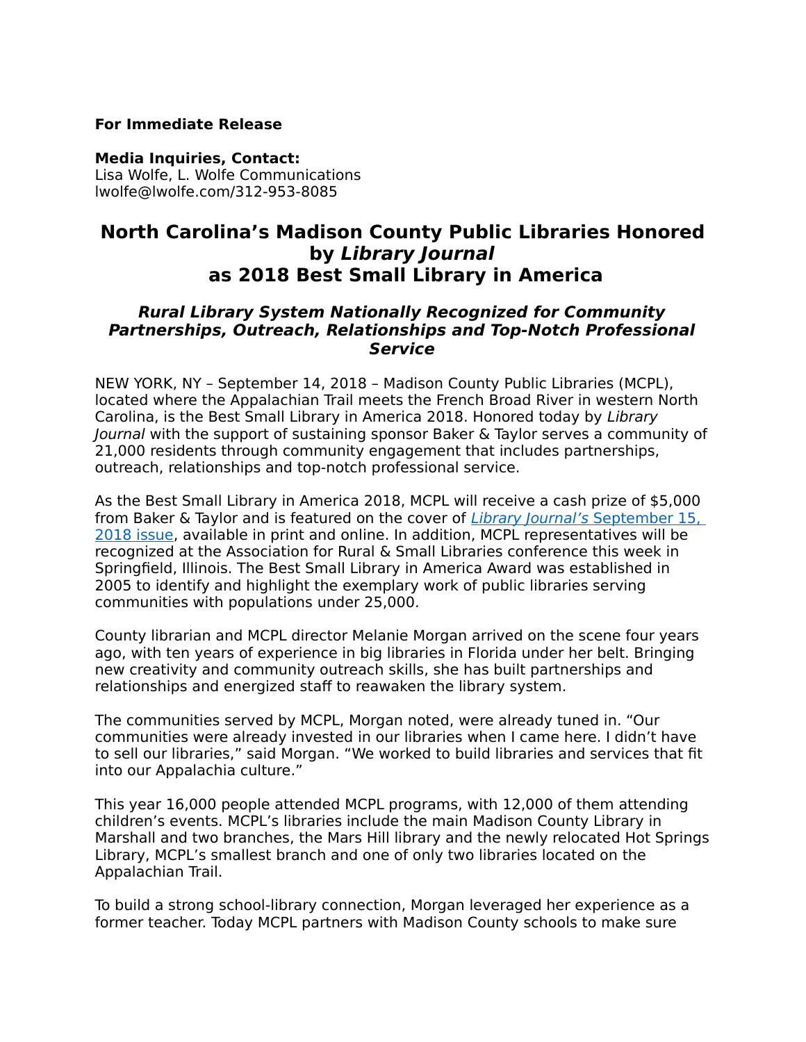**For Immediate Release**

**Media Inquiries, Contact:**
Lisa Wolfe, L. Wolfe Communications
lwolfe@lwolfe.com/312-953-8085

# North Carolina's Madison County Public Libraries Honored by *Library Journal* as 2018 Best Small Library in America

## *Rural Library System Nationally Recognized for Community Partnerships, Outreach, Relationships and Top-Notch Professional Service*

NEW YORK, NY – September 14, 2018 – Madison County Public Libraries (MCPL), located where the Appalachian Trail meets the French Broad River in western North Carolina, is the Best Small Library in America 2018. Honored today by *Library Journal* with the support of sustaining sponsor Baker & Taylor serves a community of 21,000 residents through community engagement that includes partnerships, outreach, relationships and top-notch professional service.

As the Best Small Library in America 2018, MCPL will receive a cash prize of $5,000 from Baker & Taylor and is featured on the cover of [*Library Journal's* September 15, 2018 issue](), available in print and online. In addition, MCPL representatives will be recognized at the Association for Rural & Small Libraries conference this week in Springfield, Illinois. The Best Small Library in America Award was established in 2005 to identify and highlight the exemplary work of public libraries serving communities with populations under 25,000.

County librarian and MCPL director Melanie Morgan arrived on the scene four years ago, with ten years of experience in big libraries in Florida under her belt. Bringing new creativity and community outreach skills, she has built partnerships and relationships and energized staff to reawaken the library system.

The communities served by MCPL, Morgan noted, were already tuned in. "Our communities were already invested in our libraries when I came here. I didn't have to sell our libraries," said Morgan. "We worked to build libraries and services that fit into our Appalachia culture."

This year 16,000 people attended MCPL programs, with 12,000 of them attending children's events. MCPL's libraries include the main Madison County Library in Marshall and two branches, the Mars Hill library and the newly relocated Hot Springs Library, MCPL's smallest branch and one of only two libraries located on the Appalachian Trail.

To build a strong school-library connection, Morgan leveraged her experience as a former teacher. Today MCPL partners with Madison County schools to make sure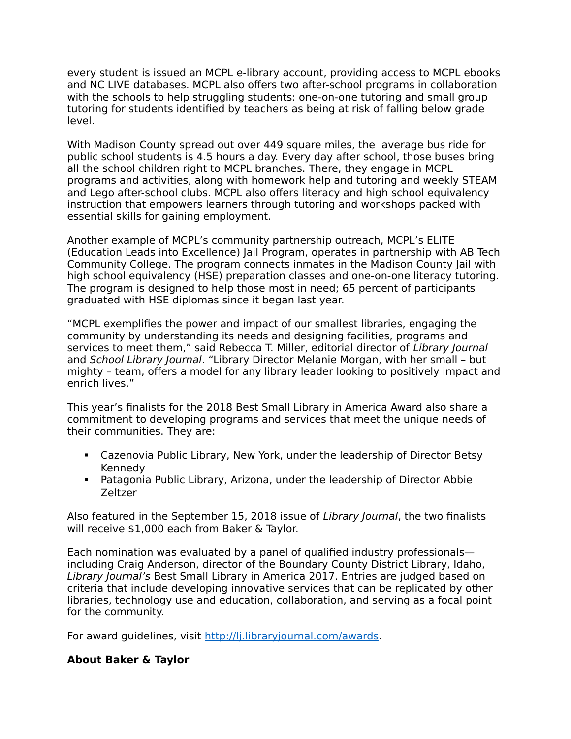every student is issued an MCPL e-library account, providing access to MCPL ebooks and NC LIVE databases. MCPL also offers two after-school programs in collaboration with the schools to help struggling students: one-on-one tutoring and small group tutoring for students identified by teachers as being at risk of falling below grade level.

With Madison County spread out over 449 square miles, the average bus ride for public school students is 4.5 hours a day. Every day after school, those buses bring all the school children right to MCPL branches. There, they engage in MCPL programs and activities, along with homework help and tutoring and weekly STEAM and Lego after-school clubs. MCPL also offers literacy and high school equivalency instruction that empowers learners through tutoring and workshops packed with essential skills for gaining employment.

Another example of MCPL's community partnership outreach, MCPL's ELITE (Education Leads into Excellence) Jail Program, operates in partnership with AB Tech Community College. The program connects inmates in the Madison County Jail with high school equivalency (HSE) preparation classes and one-on-one literacy tutoring. The program is designed to help those most in need; 65 percent of participants graduated with HSE diplomas since it began last year.

"MCPL exemplifies the power and impact of our smallest libraries, engaging the community by understanding its needs and designing facilities, programs and services to meet them," said Rebecca T. Miller, editorial director of *Library Journal* and *School Library Journal*. "Library Director Melanie Morgan, with her small – but mighty – team, offers a model for any library leader looking to positively impact and enrich lives."

This year's finalists for the 2018 Best Small Library in America Award also share a commitment to developing programs and services that meet the unique needs of their communities. They are:

- Cazenovia Public Library, New York, under the leadership of Director Betsy Kennedy
- Patagonia Public Library, Arizona, under the leadership of Director Abbie Zeltzer

Also featured in the September 15, 2018 issue of *Library Journal*, the two finalists will receive $1,000 each from Baker & Taylor.

Each nomination was evaluated by a panel of qualified industry professionals—including Craig Anderson, director of the Boundary County District Library, Idaho, *Library Journal's* Best Small Library in America 2017. Entries are judged based on criteria that include developing innovative services that can be replicated by other libraries, technology use and education, collaboration, and serving as a focal point for the community.

For award guidelines, visit [http://lj.libraryjournal.com/awards](http://lj.libraryjournal.com/awards).

**About Baker & Taylor**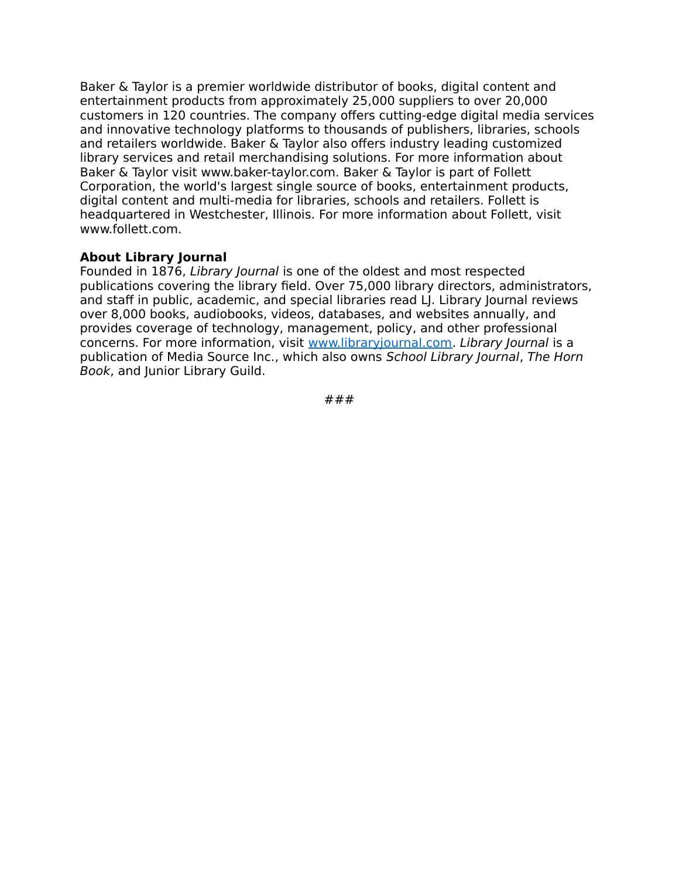Baker & Taylor is a premier worldwide distributor of books, digital content and entertainment products from approximately 25,000 suppliers to over 20,000 customers in 120 countries. The company offers cutting-edge digital media services and innovative technology platforms to thousands of publishers, libraries, schools and retailers worldwide. Baker & Taylor also offers industry leading customized library services and retail merchandising solutions. For more information about Baker & Taylor visit www.baker-taylor.com. Baker & Taylor is part of Follett Corporation, the world's largest single source of books, entertainment products, digital content and multi-media for libraries, schools and retailers. Follett is headquartered in Westchester, Illinois. For more information about Follett, visit www.follett.com.

**About Library Journal**
Founded in 1876, *Library Journal* is one of the oldest and most respected publications covering the library field. Over 75,000 library directors, administrators, and staff in public, academic, and special libraries read LJ. Library Journal reviews over 8,000 books, audiobooks, videos, databases, and websites annually, and provides coverage of technology, management, policy, and other professional concerns. For more information, visit [www.libraryjournal.com](http://www.libraryjournal.com). *Library Journal* is a publication of Media Source Inc., which also owns *School Library Journal*, *The Horn Book*, and Junior Library Guild.

###